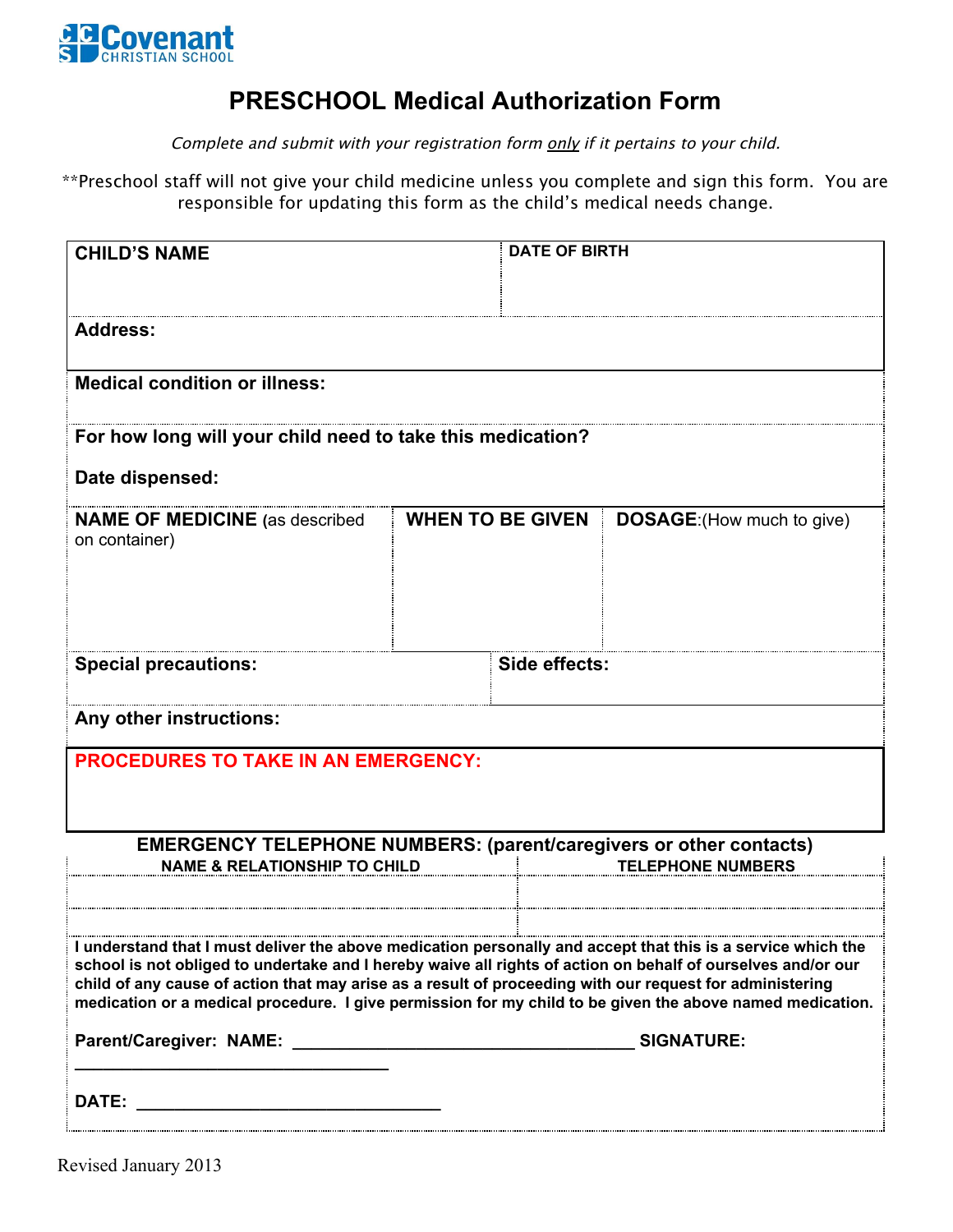Covenant CHRISTIAN SCHOOL

# PRESCHOOL Medical Authorization Form

*Complete and submit with your registration form only if it pertains to your child.*

**Preschool staff will not give your child medicine unless you complete and sign this form. You are responsible for updating this form as the child's medical needs change.

| **CHILD'S NAME** | **DATE OF BIRTH** |
|---|---|
| **Address:** | |

**Medical condition or illness:**

**For how long will your child need to take this medication?**

**Date dispensed:**

| **NAME OF MEDICINE** (as described on container) | **WHEN TO BE GIVEN** | **DOSAGE**:(How much to give) |
|---|---|---|
| | | |

| **Special precautions:** | **Side effects:** |
|---|---|
| | |

**Any other instructions:**

**PROCEDURES TO TAKE IN AN EMERGENCY:**

**EMERGENCY TELEPHONE NUMBERS: (parent/caregivers or other contacts)**

| **NAME & RELATIONSHIP TO CHILD** | **TELEPHONE NUMBERS** |
|---|---|
| | |
| | |

**I understand that I must deliver the above medication personally and accept that this is a service which the school is not obliged to undertake and I hereby waive all rights of action on behalf of ourselves and/or our child of any cause of action that may arise as a result of proceeding with our request for administering medication or a medical procedure. I give permission for my child to be given the above named medication.**

**Parent/Caregiver: NAME:** ____________________________________ **SIGNATURE:** ________________________________

**DATE:** ________________________________

Revised January 2013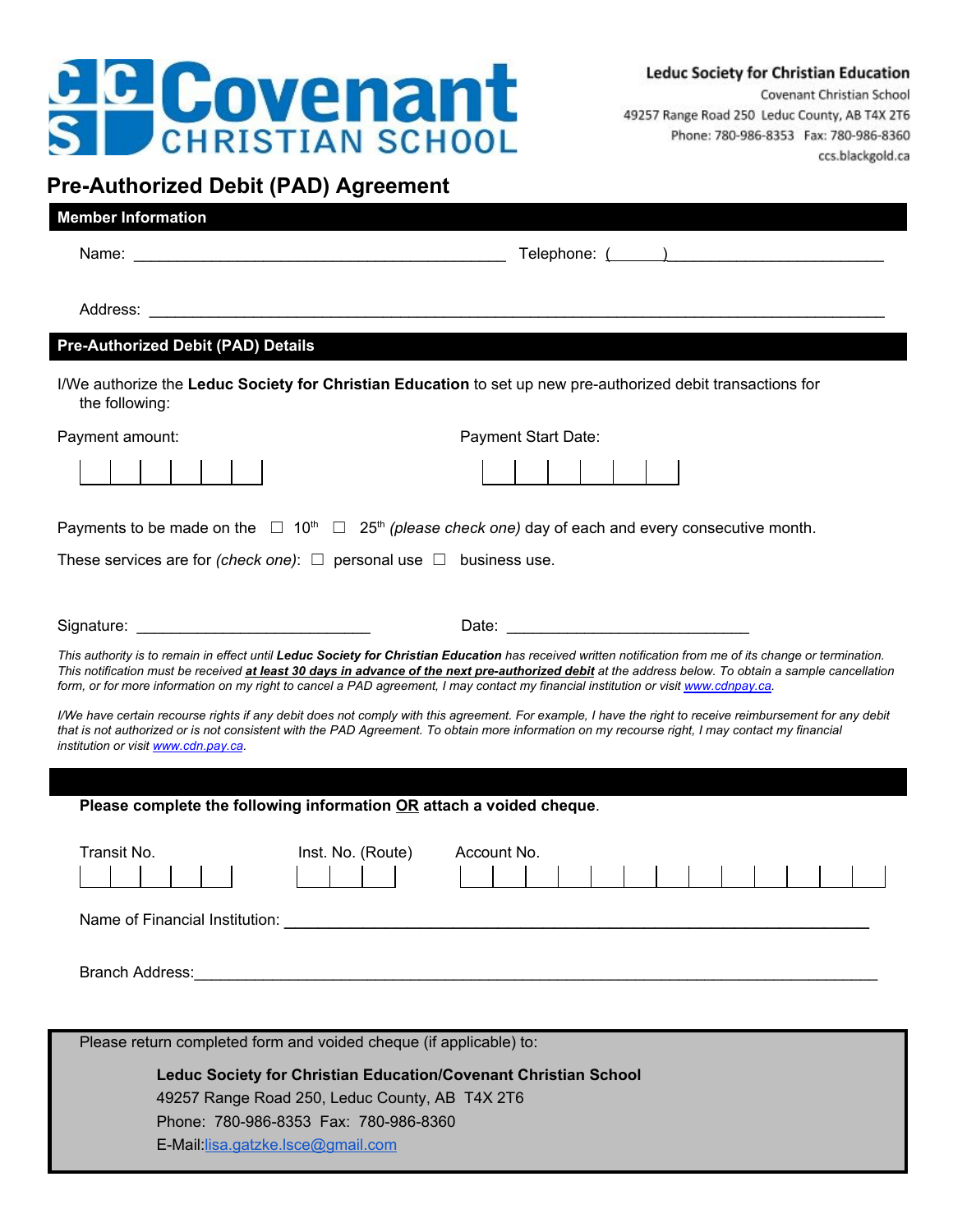**Covenant CHRISTIAN SCHOOL**

**Leduc Society for Christian Education**
Covenant Christian School
49257 Range Road 250 Leduc County, AB T4X 2T6
Phone: 780-986-8353 Fax: 780-986-8360
ccs.blackgold.ca

# Pre-Authorized Debit (PAD) Agreement

## Member Information

Name: ___________________________________________ Telephone: (______) ________________________

Address: ______________________________________________________________________________

## Pre-Authorized Debit (PAD) Details

I/We authorize the **Leduc Society for Christian Education** to set up new pre-authorized debit transactions for the following:

Payment amount: | | | | | | |

Payment Start Date: | | | | | | |

Payments to be made on the ☐ 10th ☐ 25th *(please check one)* day of each and every consecutive month.

These services are for *(check one)*: ☐ personal use ☐ business use.

Signature: ___________________________ Date: ____________________________

*This authority is to remain in effect until* ***Leduc Society for Christian Education*** *has received written notification from me of its change or termination. This notification must be received* ***at least 30 days in advance of the next pre-authorized debit*** *at the address below. To obtain a sample cancellation form, or for more information on my right to cancel a PAD agreement, I may contact my financial institution or visit www.cdnpay.ca.*

*I/We have certain recourse rights if any debit does not comply with this agreement. For example, I have the right to receive reimbursement for any debit that is not authorized or is not consistent with the PAD Agreement. To obtain more information on my recourse right, I may contact my financial institution or visit www.cdn.pay.ca.*

---

**Please complete the following information OR attach a voided cheque**.

Transit No. | | | | | |

Inst. No. (Route) | | | |

Account No. | | | | | | | | | | | | | |

Name of Financial Institution: _______________________________________________________________

Branch Address: __________________________________________________________________________

Please return completed form and voided cheque (if applicable) to:

**Leduc Society for Christian Education/Covenant Christian School**
49257 Range Road 250, Leduc County, AB T4X 2T6
Phone: 780-986-8353 Fax: 780-986-8360
E-Mail: lisa.gatzke.lsce@gmail.com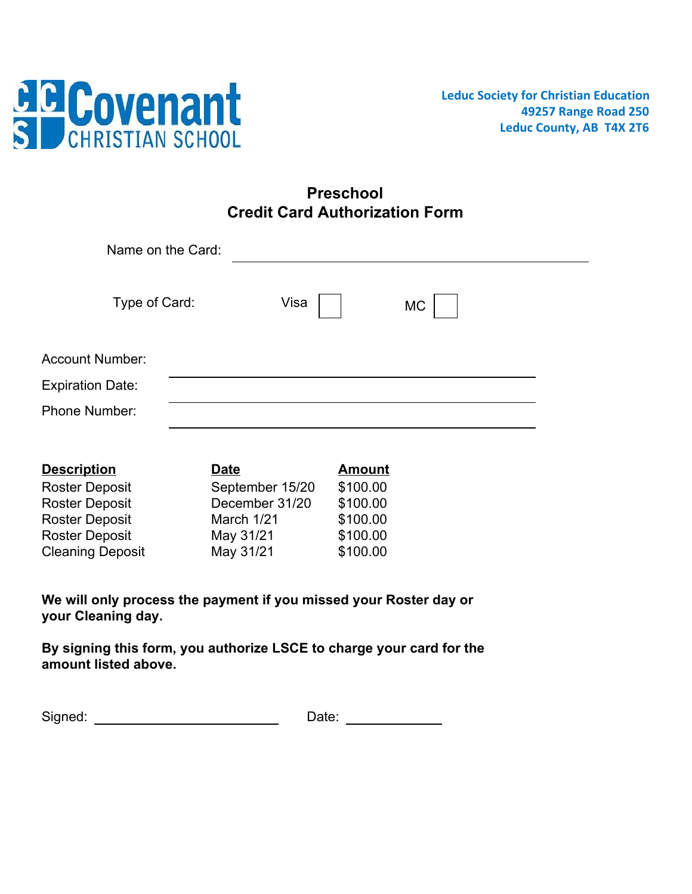Covenant CHRISTIAN SCHOOL

Leduc Society for Christian Education
49257 Range Road 250
Leduc County, AB T4X 2T6

## Preschool
## Credit Card Authorization Form

Name on the Card: ______________________________

Type of Card: Visa ☐ MC ☐

Account Number: ______________________________

Expiration Date: ______________________________

Phone Number: ______________________________

| Description | Date | Amount |
|---|---|---|
| Roster Deposit | September 15/20 | $100.00 |
| Roster Deposit | December 31/20 | $100.00 |
| Roster Deposit | March 1/21 | $100.00 |
| Roster Deposit | May 31/21 | $100.00 |
| Cleaning Deposit | May 31/21 | $100.00 |

**We will only process the payment if you missed your Roster day or your Cleaning day.**

**By signing this form, you authorize LSCE to charge your card for the amount listed above.**

Signed: ______________________ Date: ____________